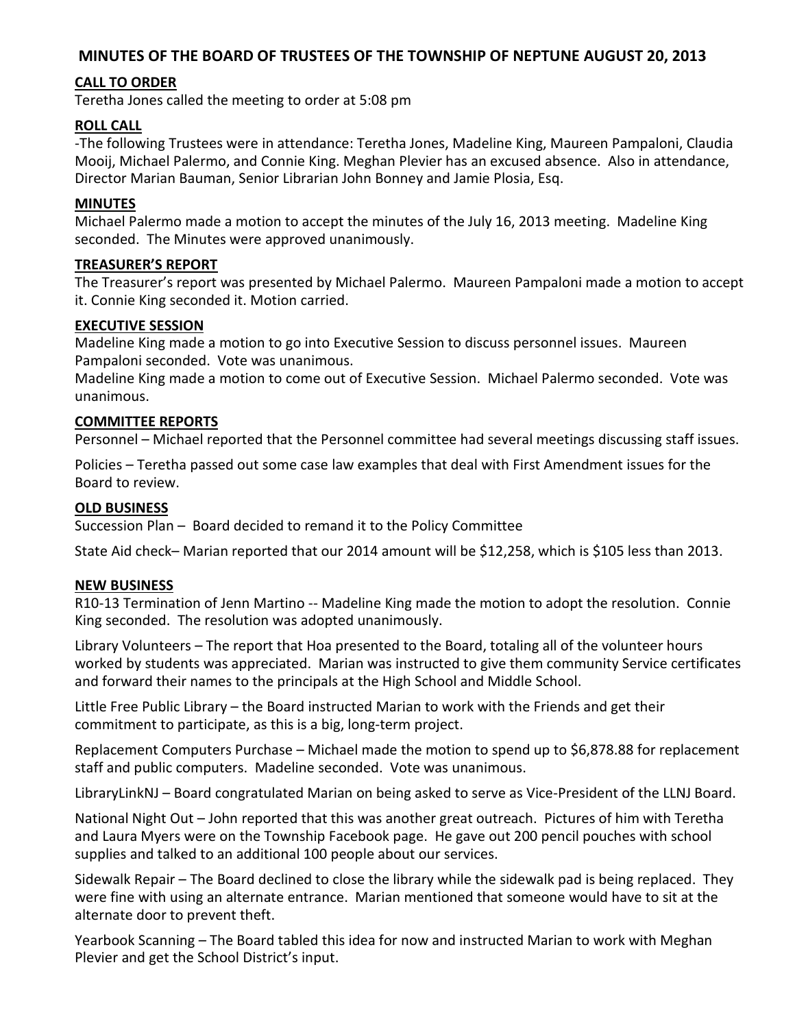# MINUTES OF THE BOARD OF TRUSTEES OF THE TOWNSHIP OF NEPTUNE AUGUST 20, 2013

## CALL TO ORDER

Teretha Jones called the meeting to order at 5:08 pm

## ROLL CALL

-The following Trustees were in attendance: Teretha Jones, Madeline King, Maureen Pampaloni, Claudia Mooij, Michael Palermo, and Connie King. Meghan Plevier has an excused absence. Also in attendance, Director Marian Bauman, Senior Librarian John Bonney and Jamie Plosia, Esq.

## MINUTES

Michael Palermo made a motion to accept the minutes of the July 16, 2013 meeting. Madeline King seconded. The Minutes were approved unanimously.

## TREASURER'S REPORT

The Treasurer's report was presented by Michael Palermo. Maureen Pampaloni made a motion to accept it. Connie King seconded it. Motion carried.

## EXECUTIVE SESSION

Madeline King made a motion to go into Executive Session to discuss personnel issues. Maureen Pampaloni seconded. Vote was unanimous.

Madeline King made a motion to come out of Executive Session. Michael Palermo seconded. Vote was unanimous.

## COMMITTEE REPORTS

Personnel – Michael reported that the Personnel committee had several meetings discussing staff issues.

Policies – Teretha passed out some case law examples that deal with First Amendment issues for the Board to review.

## OLD BUSINESS

Succession Plan – Board decided to remand it to the Policy Committee

State Aid check– Marian reported that our 2014 amount will be $12,258, which is $105 less than 2013.

## NEW BUSINESS

R10-13 Termination of Jenn Martino -- Madeline King made the motion to adopt the resolution. Connie King seconded. The resolution was adopted unanimously.

Library Volunteers – The report that Hoa presented to the Board, totaling all of the volunteer hours worked by students was appreciated. Marian was instructed to give them community Service certificates and forward their names to the principals at the High School and Middle School.

Little Free Public Library – the Board instructed Marian to work with the Friends and get their commitment to participate, as this is a big, long-term project.

Replacement Computers Purchase – Michael made the motion to spend up to $6,878.88 for replacement staff and public computers. Madeline seconded. Vote was unanimous.

LibraryLinkNJ – Board congratulated Marian on being asked to serve as Vice-President of the LLNJ Board.

National Night Out – John reported that this was another great outreach. Pictures of him with Teretha and Laura Myers were on the Township Facebook page. He gave out 200 pencil pouches with school supplies and talked to an additional 100 people about our services.

Sidewalk Repair – The Board declined to close the library while the sidewalk pad is being replaced. They were fine with using an alternate entrance. Marian mentioned that someone would have to sit at the alternate door to prevent theft.

Yearbook Scanning – The Board tabled this idea for now and instructed Marian to work with Meghan Plevier and get the School District's input.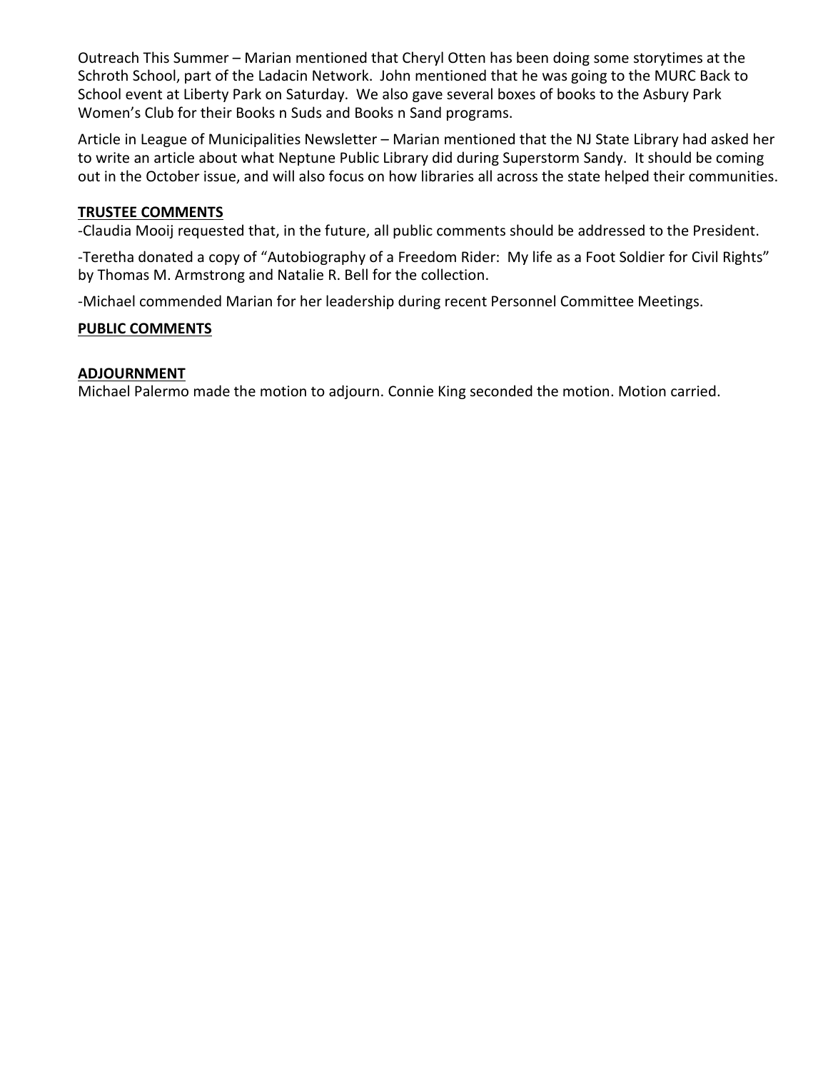Outreach This Summer – Marian mentioned that Cheryl Otten has been doing some storytimes at the Schroth School, part of the Ladacin Network. John mentioned that he was going to the MURC Back to School event at Liberty Park on Saturday. We also gave several boxes of books to the Asbury Park Women's Club for their Books n Suds and Books n Sand programs.

Article in League of Municipalities Newsletter – Marian mentioned that the NJ State Library had asked her to write an article about what Neptune Public Library did during Superstorm Sandy. It should be coming out in the October issue, and will also focus on how libraries all across the state helped their communities.

**TRUSTEE COMMENTS**

-Claudia Mooij requested that, in the future, all public comments should be addressed to the President.

-Teretha donated a copy of "Autobiography of a Freedom Rider: My life as a Foot Soldier for Civil Rights" by Thomas M. Armstrong and Natalie R. Bell for the collection.

-Michael commended Marian for her leadership during recent Personnel Committee Meetings.

**PUBLIC COMMENTS**

**ADJOURNMENT**

Michael Palermo made the motion to adjourn. Connie King seconded the motion. Motion carried.